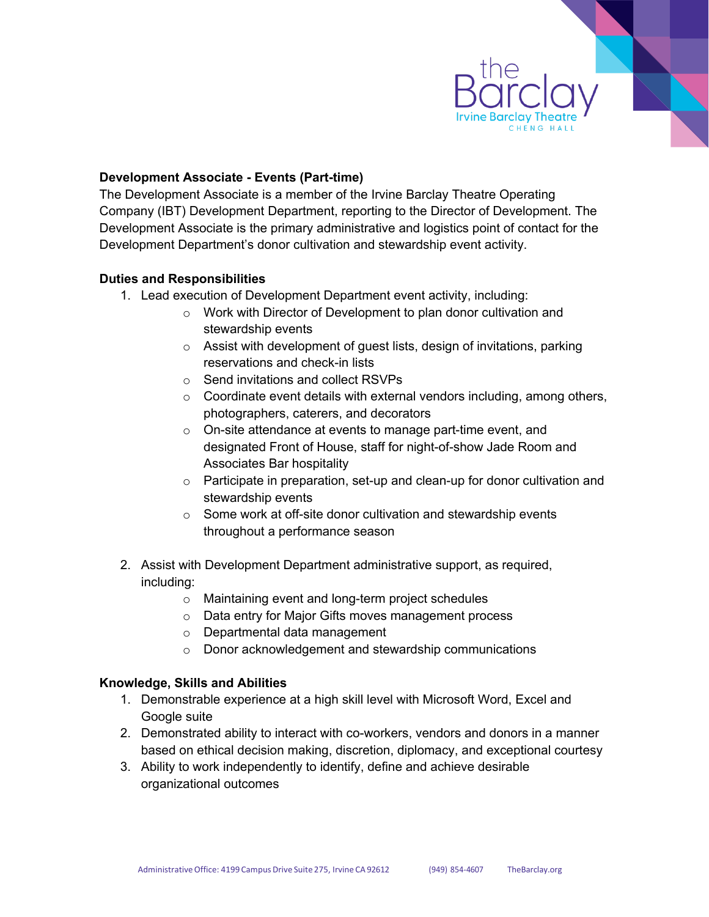**Development Associate - Events (Part-time)**

The Development Associate is a member of the Irvine Barclay Theatre Operating Company (IBT) Development Department, reporting to the Director of Development. The Development Associate is the primary administrative and logistics point of contact for the Development Department's donor cultivation and stewardship event activity.

**Duties and Responsibilities**

1. Lead execution of Development Department event activity, including:
   - Work with Director of Development to plan donor cultivation and stewardship events
   - Assist with development of guest lists, design of invitations, parking reservations and check-in lists
   - Send invitations and collect RSVPs
   - Coordinate event details with external vendors including, among others, photographers, caterers, and decorators
   - On-site attendance at events to manage part-time event, and designated Front of House, staff for night-of-show Jade Room and Associates Bar hospitality
   - Participate in preparation, set-up and clean-up for donor cultivation and stewardship events
   - Some work at off-site donor cultivation and stewardship events throughout a performance season

2. Assist with Development Department administrative support, as required, including:
   - Maintaining event and long-term project schedules
   - Data entry for Major Gifts moves management process
   - Departmental data management
   - Donor acknowledgement and stewardship communications

**Knowledge, Skills and Abilities**

1. Demonstrable experience at a high skill level with Microsoft Word, Excel and Google suite
2. Demonstrated ability to interact with co-workers, vendors and donors in a manner based on ethical decision making, discretion, diplomacy, and exceptional courtesy
3. Ability to work independently to identify, define and achieve desirable organizational outcomes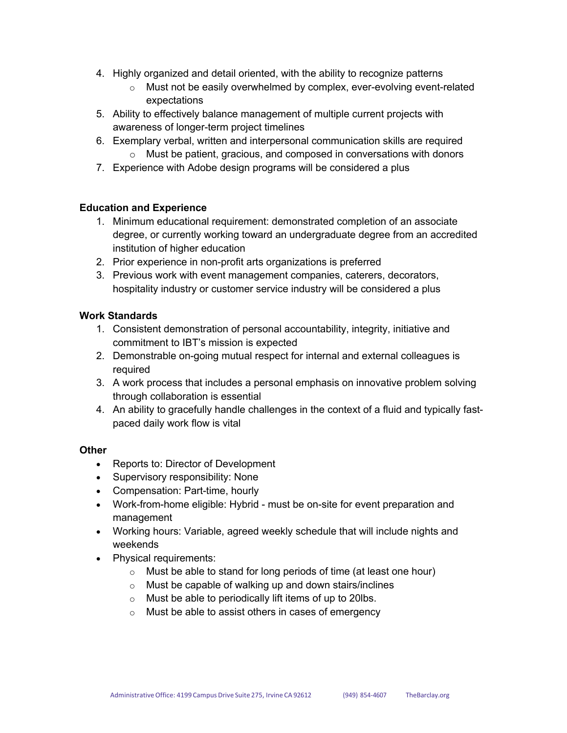4. Highly organized and detail oriented, with the ability to recognize patterns
   - Must not be easily overwhelmed by complex, ever-evolving event-related expectations
5. Ability to effectively balance management of multiple current projects with awareness of longer-term project timelines
6. Exemplary verbal, written and interpersonal communication skills are required
   - Must be patient, gracious, and composed in conversations with donors
7. Experience with Adobe design programs will be considered a plus

**Education and Experience**

1. Minimum educational requirement: demonstrated completion of an associate degree, or currently working toward an undergraduate degree from an accredited institution of higher education
2. Prior experience in non-profit arts organizations is preferred
3. Previous work with event management companies, caterers, decorators, hospitality industry or customer service industry will be considered a plus

**Work Standards**

1. Consistent demonstration of personal accountability, integrity, initiative and commitment to IBT's mission is expected
2. Demonstrable on-going mutual respect for internal and external colleagues is required
3. A work process that includes a personal emphasis on innovative problem solving through collaboration is essential
4. An ability to gracefully handle challenges in the context of a fluid and typically fast-paced daily work flow is vital

**Other**

- Reports to: Director of Development
- Supervisory responsibility: None
- Compensation: Part-time, hourly
- Work-from-home eligible: Hybrid - must be on-site for event preparation and management
- Working hours: Variable, agreed weekly schedule that will include nights and weekends
- Physical requirements:
  - Must be able to stand for long periods of time (at least one hour)
  - Must be capable of walking up and down stairs/inclines
  - Must be able to periodically lift items of up to 20lbs.
  - Must be able to assist others in cases of emergency